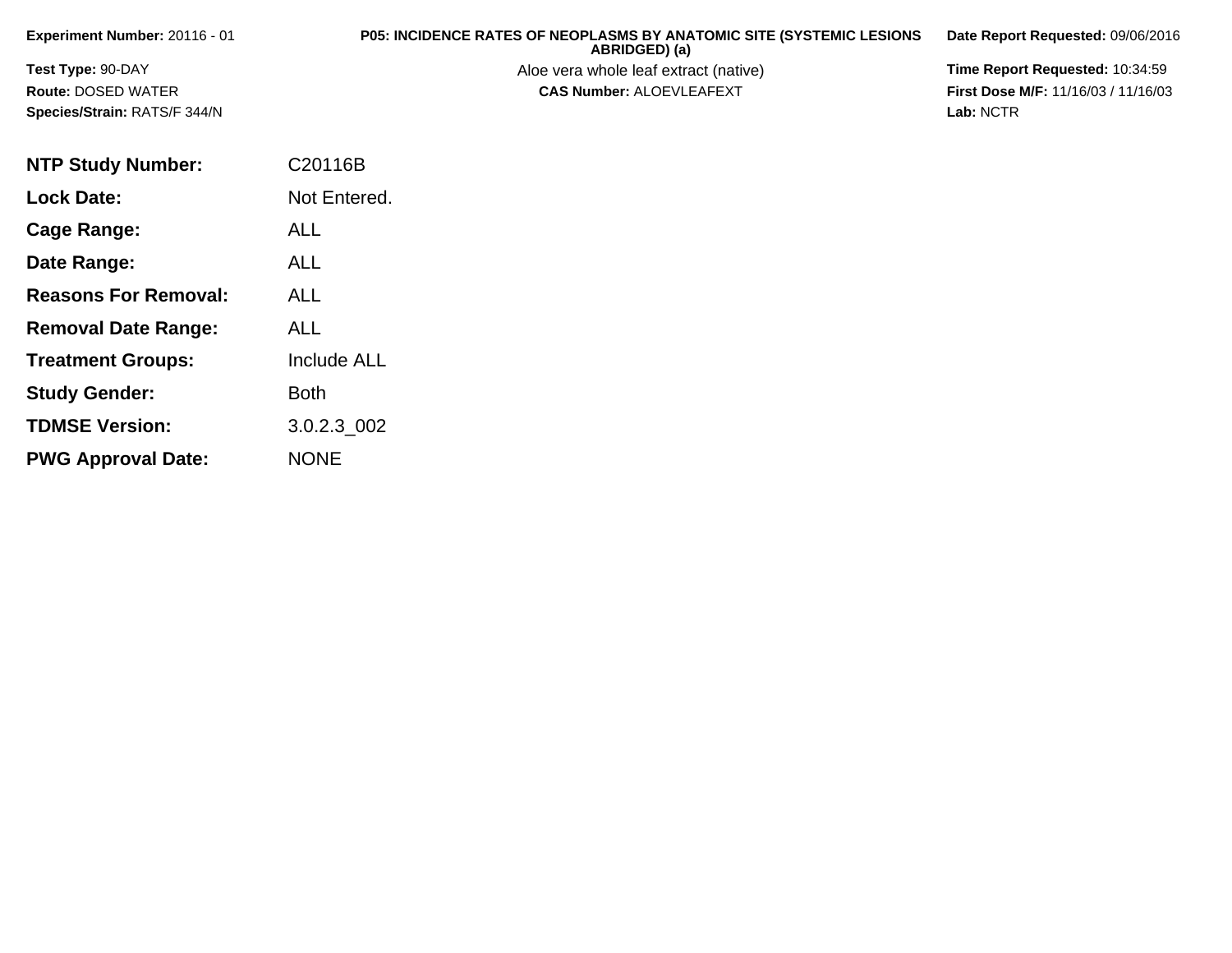**Experiment Number:** 20116 - 01

**Test Type:** 90-DAY

**Route:** DOSED WATER

**Species/Strain:** RATS/F 344/N

**P05: INCIDENCE RATES OF NEOPLASMS BY ANATOMIC SITE (SYSTEMIC LESIONS ABRIDGED) (a)**

Aloe vera whole leaf extract (native)

**CAS Number:** ALOEVLEAFEXT

**Date Report Requested:** 09/06/2016

**Time Report Requested:** 10:34:59

**First Dose M/F:** 11/16/03 / 11/16/03

**Lab:** NCTR

| | |
|---|---|
| **NTP Study Number:** | C20116B |
| **Lock Date:** | Not Entered. |
| **Cage Range:** | ALL |
| **Date Range:** | ALL |
| **Reasons For Removal:** | ALL |
| **Removal Date Range:** | ALL |
| **Treatment Groups:** | Include ALL |
| **Study Gender:** | Both |
| **TDMSE Version:** | 3.0.2.3_002 |
| **PWG Approval Date:** | NONE |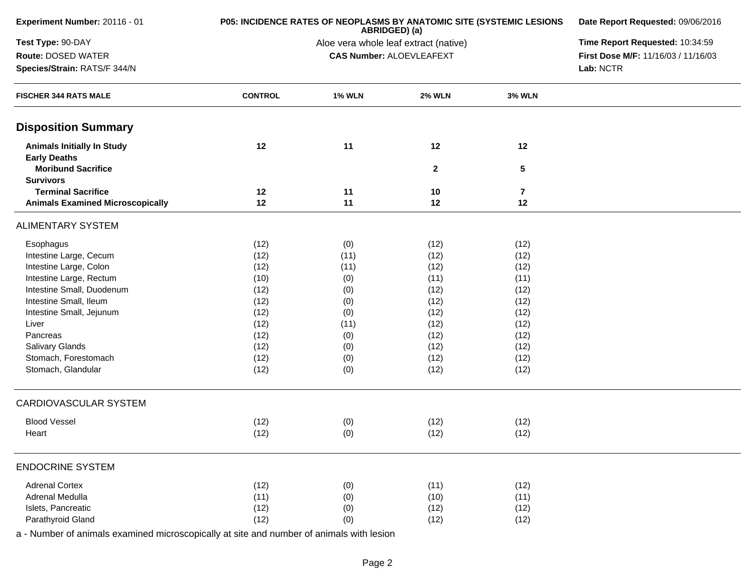**Experiment Number:** 20116 - 01

**Test Type:** 90-DAY

**Route:** DOSED WATER

**Species/Strain:** RATS/F 344/N

**P05: INCIDENCE RATES OF NEOPLASMS BY ANATOMIC SITE (SYSTEMIC LESIONS ABRIDGED) (a)**

Aloe vera whole leaf extract (native)

**CAS Number:** ALOEVLEAFEXT

**Date Report Requested:** 09/06/2016

**Time Report Requested:** 10:34:59

**First Dose M/F:** 11/16/03 / 11/16/03

**Lab:** NCTR

| FISCHER 344 RATS MALE | CONTROL | 1% WLN | 2% WLN | 3% WLN |
|---|---|---|---|---|
| **Disposition Summary** | | | | |
| **Animals Initially In Study** | **12** | **11** | **12** | **12** |
| **Early Deaths** | | | | |
| **Moribund Sacrifice** | | | **2** | **5** |
| **Survivors** | | | | |
| **Terminal Sacrifice** | **12** | **11** | **10** | **7** |
| **Animals Examined Microscopically** | **12** | **11** | **12** | **12** |
| ALIMENTARY SYSTEM | | | | |
| Esophagus | (12) | (0) | (12) | (12) |
| Intestine Large, Cecum | (12) | (11) | (12) | (12) |
| Intestine Large, Colon | (12) | (11) | (12) | (12) |
| Intestine Large, Rectum | (10) | (0) | (11) | (11) |
| Intestine Small, Duodenum | (12) | (0) | (12) | (12) |
| Intestine Small, Ileum | (12) | (0) | (12) | (12) |
| Intestine Small, Jejunum | (12) | (0) | (12) | (12) |
| Liver | (12) | (11) | (12) | (12) |
| Pancreas | (12) | (0) | (12) | (12) |
| Salivary Glands | (12) | (0) | (12) | (12) |
| Stomach, Forestomach | (12) | (0) | (12) | (12) |
| Stomach, Glandular | (12) | (0) | (12) | (12) |
| CARDIOVASCULAR SYSTEM | | | | |
| Blood Vessel | (12) | (0) | (12) | (12) |
| Heart | (12) | (0) | (12) | (12) |
| ENDOCRINE SYSTEM | | | | |
| Adrenal Cortex | (12) | (0) | (11) | (12) |
| Adrenal Medulla | (11) | (0) | (10) | (11) |
| Islets, Pancreatic | (12) | (0) | (12) | (12) |
| Parathyroid Gland | (12) | (0) | (12) | (12) |

a - Number of animals examined microscopically at site and number of animals with lesion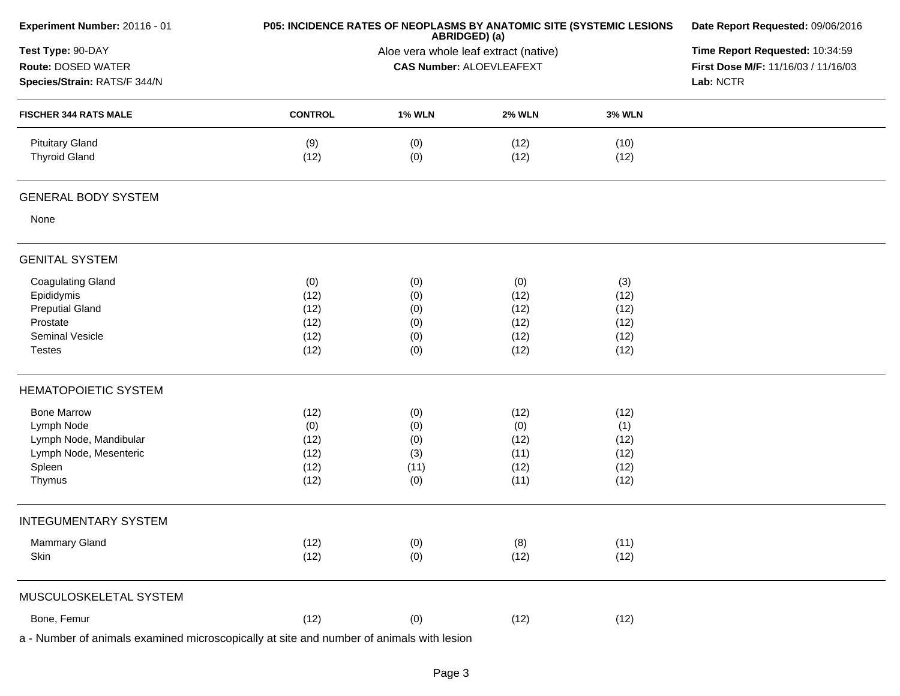| FISCHER 344 RATS MALE | CONTROL | 1% WLN | 2% WLN | 3% WLN |
|---|---|---|---|---|
| Pituitary Gland | (9) | (0) | (12) | (10) |
| Thyroid Gland | (12) | (0) | (12) | (12) |
| **GENERAL BODY SYSTEM** | | | | |
| None | | | | |
| **GENITAL SYSTEM** | | | | |
| Coagulating Gland | (0) | (0) | (0) | (3) |
| Epididymis | (12) | (0) | (12) | (12) |
| Preputial Gland | (12) | (0) | (12) | (12) |
| Prostate | (12) | (0) | (12) | (12) |
| Seminal Vesicle | (12) | (0) | (12) | (12) |
| Testes | (12) | (0) | (12) | (12) |
| **HEMATOPOIETIC SYSTEM** | | | | |
| Bone Marrow | (12) | (0) | (12) | (12) |
| Lymph Node | (0) | (0) | (0) | (1) |
| Lymph Node, Mandibular | (12) | (0) | (12) | (12) |
| Lymph Node, Mesenteric | (12) | (3) | (11) | (12) |
| Spleen | (12) | (11) | (12) | (12) |
| Thymus | (12) | (0) | (11) | (12) |
| **INTEGUMENTARY SYSTEM** | | | | |
| Mammary Gland | (12) | (0) | (8) | (11) |
| Skin | (12) | (0) | (12) | (12) |
| **MUSCULOSKELETAL SYSTEM** | | | | |
| Bone, Femur | (12) | (0) | (12) | (12) |

a - Number of animals examined microscopically at site and number of animals with lesion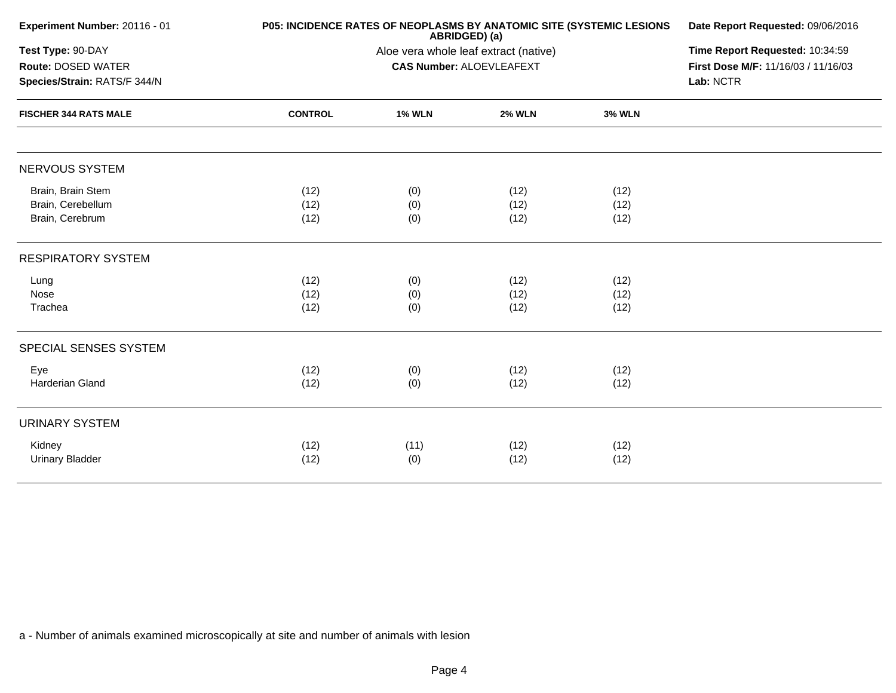**Experiment Number:** 20116 - 01

**Test Type:** 90-DAY

**Route:** DOSED WATER

**Species/Strain:** RATS/F 344/N

**P05: INCIDENCE RATES OF NEOPLASMS BY ANATOMIC SITE (SYSTEMIC LESIONS ABRIDGED) (a)**

Aloe vera whole leaf extract (native)

**CAS Number:** ALOEVLEAFEXT

**Date Report Requested:** 09/06/2016

**Time Report Requested:** 10:34:59

**First Dose M/F:** 11/16/03 / 11/16/03

**Lab:** NCTR

| FISCHER 344 RATS MALE | CONTROL | 1% WLN | 2% WLN | 3% WLN |
|---|---|---|---|---|
| NERVOUS SYSTEM | | | | |
| Brain, Brain Stem | (12) | (0) | (12) | (12) |
| Brain, Cerebellum | (12) | (0) | (12) | (12) |
| Brain, Cerebrum | (12) | (0) | (12) | (12) |
| RESPIRATORY SYSTEM | | | | |
| Lung | (12) | (0) | (12) | (12) |
| Nose | (12) | (0) | (12) | (12) |
| Trachea | (12) | (0) | (12) | (12) |
| SPECIAL SENSES SYSTEM | | | | |
| Eye | (12) | (0) | (12) | (12) |
| Harderian Gland | (12) | (0) | (12) | (12) |
| URINARY SYSTEM | | | | |
| Kidney | (12) | (11) | (12) | (12) |
| Urinary Bladder | (12) | (0) | (12) | (12) |

a - Number of animals examined microscopically at site and number of animals with lesion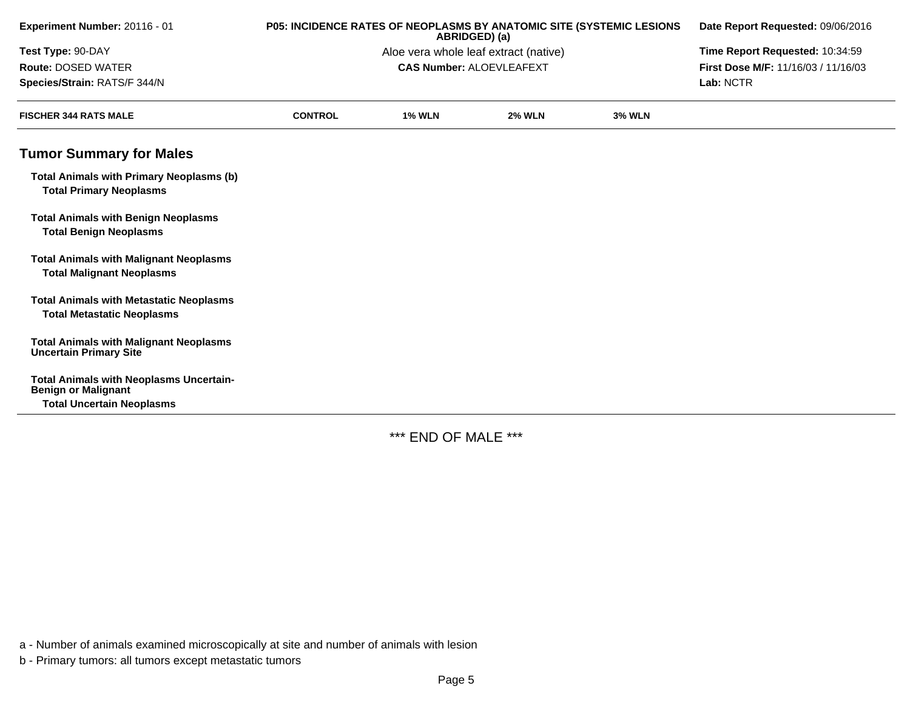**Experiment Number:** 20116 - 01
**Test Type:** 90-DAY
**Route:** DOSED WATER
**Species/Strain:** RATS/F 344/N

**P05: INCIDENCE RATES OF NEOPLASMS BY ANATOMIC SITE (SYSTEMIC LESIONS ABRIDGED) (a)**
Aloe vera whole leaf extract (native)
**CAS Number:** ALOEVLEAFEXT

**Date Report Requested:** 09/06/2016
**Time Report Requested:** 10:34:59
**First Dose M/F:** 11/16/03 / 11/16/03
**Lab:** NCTR

| FISCHER 344 RATS MALE | CONTROL | 1% WLN | 2% WLN | 3% WLN |
|---|---|---|---|---|
| **Tumor Summary for Males** | | | | |
| **Total Animals with Primary Neoplasms (b)** | | | | |
| **Total Primary Neoplasms** | | | | |
| **Total Animals with Benign Neoplasms** | | | | |
| **Total Benign Neoplasms** | | | | |
| **Total Animals with Malignant Neoplasms** | | | | |
| **Total Malignant Neoplasms** | | | | |
| **Total Animals with Metastatic Neoplasms** | | | | |
| **Total Metastatic Neoplasms** | | | | |
| **Total Animals with Malignant Neoplasms Uncertain Primary Site** | | | | |
| **Total Animals with Neoplasms Uncertain-Benign or Malignant** | | | | |
| **Total Uncertain Neoplasms** | | | | |

*** END OF MALE ***

a - Number of animals examined microscopically at site and number of animals with lesion

b - Primary tumors: all tumors except metastatic tumors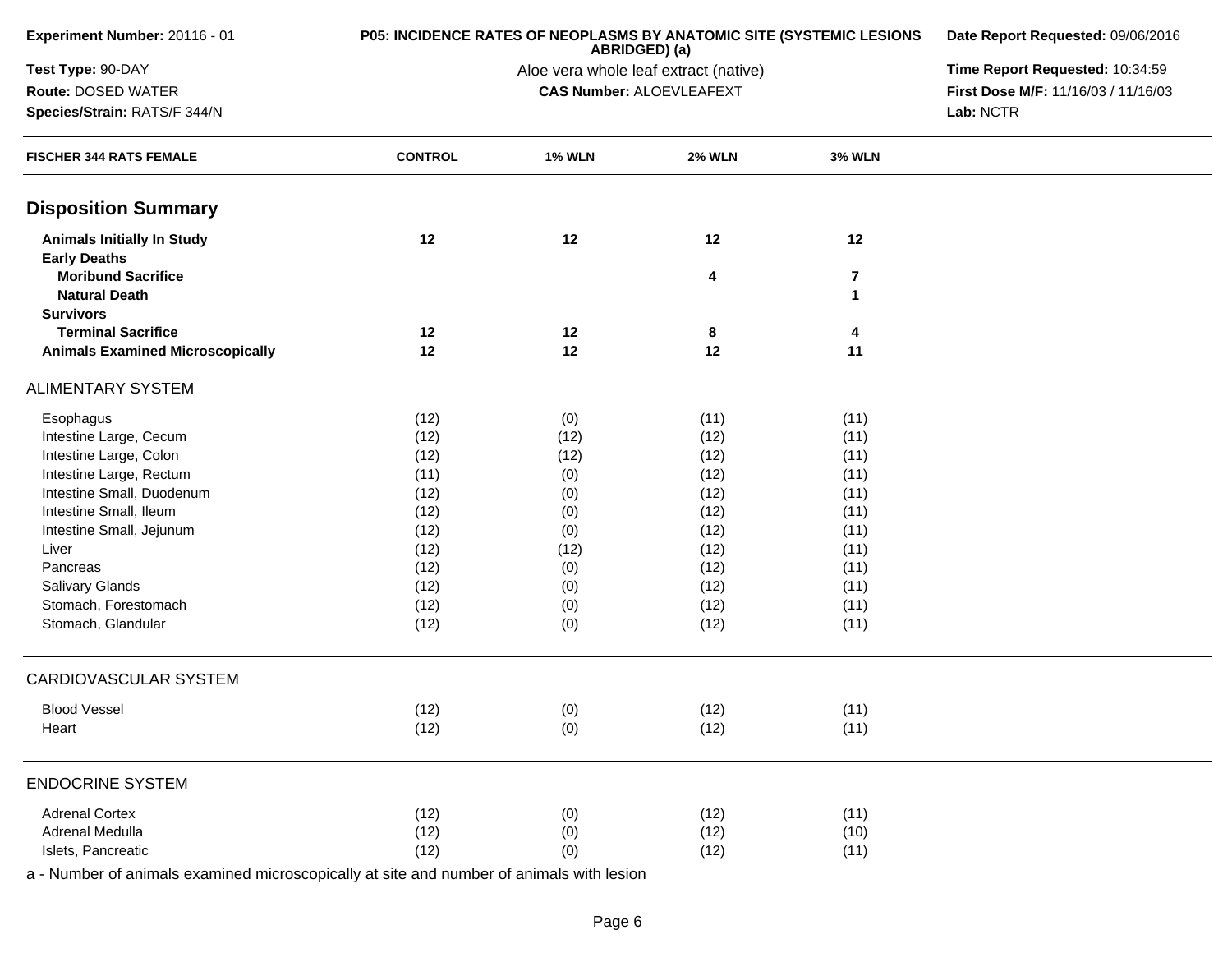| Experiment Number: 20116 - 01 | P05: INCIDENCE RATES OF NEOPLASMS BY ANATOMIC SITE (SYSTEMIC LESIONS ABRIDGED) (a) | Date Report Requested: 09/06/2016 |
|---|---|---|
| Test Type: 90-DAY | Aloe vera whole leaf extract (native) | Time Report Requested: 10:34:59 |
| Route: DOSED WATER | CAS Number: ALOEVLEAFEXT | First Dose M/F: 11/16/03 / 11/16/03 |
| Species/Strain: RATS/F 344/N | | Lab: NCTR |

| FISCHER 344 RATS FEMALE | CONTROL | 1% WLN | 2% WLN | 3% WLN |
|---|---|---|---|---|
| **Disposition Summary** | | | | |
| **Animals Initially In Study** | **12** | **12** | **12** | **12** |
| **Early Deaths** | | | | |
| **Moribund Sacrifice** | | | **4** | **7** |
| **Natural Death** | | | | **1** |
| **Survivors** | | | | |
| **Terminal Sacrifice** | **12** | **12** | **8** | **4** |
| **Animals Examined Microscopically** | **12** | **12** | **12** | **11** |
| ALIMENTARY SYSTEM | | | | |
| Esophagus | (12) | (0) | (11) | (11) |
| Intestine Large, Cecum | (12) | (12) | (12) | (11) |
| Intestine Large, Colon | (12) | (12) | (12) | (11) |
| Intestine Large, Rectum | (11) | (0) | (12) | (11) |
| Intestine Small, Duodenum | (12) | (0) | (12) | (11) |
| Intestine Small, Ileum | (12) | (0) | (12) | (11) |
| Intestine Small, Jejunum | (12) | (0) | (12) | (11) |
| Liver | (12) | (12) | (12) | (11) |
| Pancreas | (12) | (0) | (12) | (11) |
| Salivary Glands | (12) | (0) | (12) | (11) |
| Stomach, Forestomach | (12) | (0) | (12) | (11) |
| Stomach, Glandular | (12) | (0) | (12) | (11) |
| CARDIOVASCULAR SYSTEM | | | | |
| Blood Vessel | (12) | (0) | (12) | (11) |
| Heart | (12) | (0) | (12) | (11) |
| ENDOCRINE SYSTEM | | | | |
| Adrenal Cortex | (12) | (0) | (12) | (11) |
| Adrenal Medulla | (12) | (0) | (12) | (10) |
| Islets, Pancreatic | (12) | (0) | (12) | (11) |

a - Number of animals examined microscopically at site and number of animals with lesion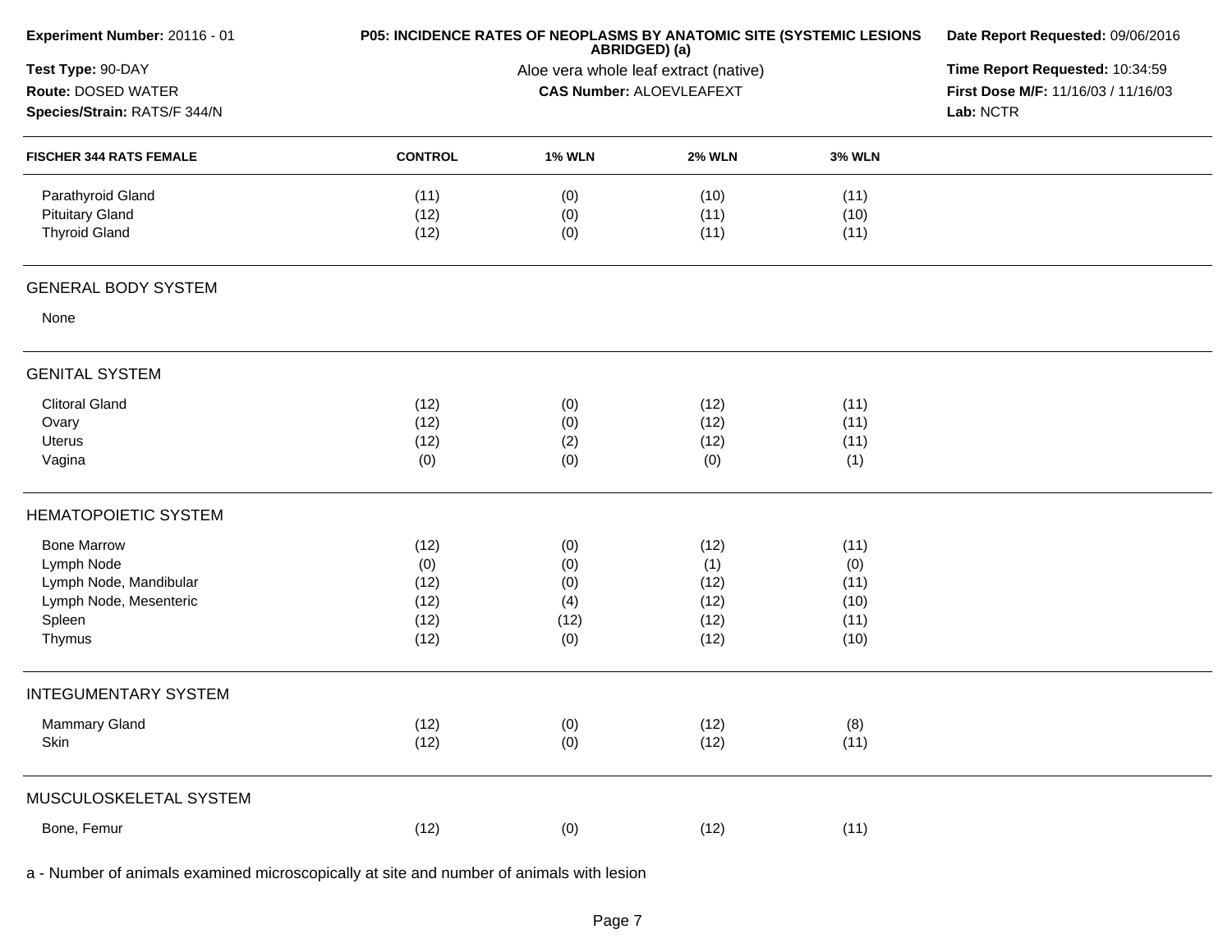| Experiment Number: 20116 - 01 | P05: INCIDENCE RATES OF NEOPLASMS BY ANATOMIC SITE (SYSTEMIC LESIONS ABRIDGED) (a) | Date Report Requested: 09/06/2016 |
|---|---|---|
| Test Type: 90-DAY | Aloe vera whole leaf extract (native) | Time Report Requested: 10:34:59 |
| Route: DOSED WATER | CAS Number: ALOEVLEAFEXT | First Dose M/F: 11/16/03 / 11/16/03 |
| Species/Strain: RATS/F 344/N | | Lab: NCTR |

| FISCHER 344 RATS FEMALE | CONTROL | 1% WLN | 2% WLN | 3% WLN |
|---|---|---|---|---|
| Parathyroid Gland | (11) | (0) | (10) | (11) |
| Pituitary Gland | (12) | (0) | (11) | (10) |
| Thyroid Gland | (12) | (0) | (11) | (11) |
| **GENERAL BODY SYSTEM** | | | | |
| None | | | | |
| **GENITAL SYSTEM** | | | | |
| Clitoral Gland | (12) | (0) | (12) | (11) |
| Ovary | (12) | (0) | (12) | (11) |
| Uterus | (12) | (2) | (12) | (11) |
| Vagina | (0) | (0) | (0) | (1) |
| **HEMATOPOIETIC SYSTEM** | | | | |
| Bone Marrow | (12) | (0) | (12) | (11) |
| Lymph Node | (0) | (0) | (1) | (0) |
| Lymph Node, Mandibular | (12) | (0) | (12) | (11) |
| Lymph Node, Mesenteric | (12) | (4) | (12) | (10) |
| Spleen | (12) | (12) | (12) | (11) |
| Thymus | (12) | (0) | (12) | (10) |
| **INTEGUMENTARY SYSTEM** | | | | |
| Mammary Gland | (12) | (0) | (12) | (8) |
| Skin | (12) | (0) | (12) | (11) |
| **MUSCULOSKELETAL SYSTEM** | | | | |
| Bone, Femur | (12) | (0) | (12) | (11) |

a - Number of animals examined microscopically at site and number of animals with lesion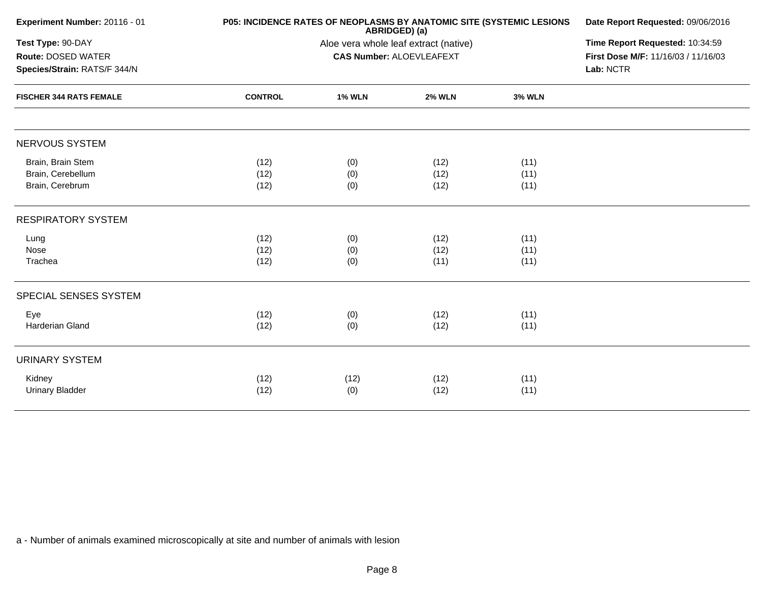| Experiment Number: 20116 - 01 | P05: INCIDENCE RATES OF NEOPLASMS BY ANATOMIC SITE (SYSTEMIC LESIONS ABRIDGED) (a) | Date Report Requested: 09/06/2016 |
|---|---|---|
| Test Type: 90-DAY | Aloe vera whole leaf extract (native) | Time Report Requested: 10:34:59 |
| Route: DOSED WATER | CAS Number: ALOEVLEAFEXT | First Dose M/F: 11/16/03 / 11/16/03 |
| Species/Strain: RATS/F 344/N | | Lab: NCTR |

| FISCHER 344 RATS FEMALE | CONTROL | 1% WLN | 2% WLN | 3% WLN |
|---|---|---|---|---|
| **NERVOUS SYSTEM** | | | | |
| Brain, Brain Stem | (12) | (0) | (12) | (11) |
| Brain, Cerebellum | (12) | (0) | (12) | (11) |
| Brain, Cerebrum | (12) | (0) | (12) | (11) |
| **RESPIRATORY SYSTEM** | | | | |
| Lung | (12) | (0) | (12) | (11) |
| Nose | (12) | (0) | (12) | (11) |
| Trachea | (12) | (0) | (11) | (11) |
| **SPECIAL SENSES SYSTEM** | | | | |
| Eye | (12) | (0) | (12) | (11) |
| Harderian Gland | (12) | (0) | (12) | (11) |
| **URINARY SYSTEM** | | | | |
| Kidney | (12) | (12) | (12) | (11) |
| Urinary Bladder | (12) | (0) | (12) | (11) |

a - Number of animals examined microscopically at site and number of animals with lesion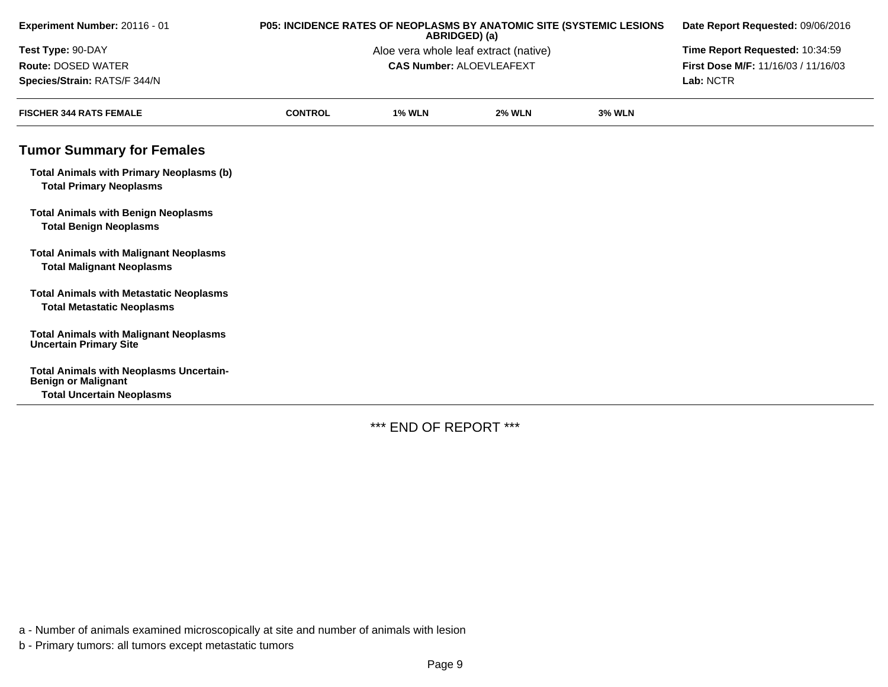| Experiment Number: 20116 - 01 | P05: INCIDENCE RATES OF NEOPLASMS BY ANATOMIC SITE (SYSTEMIC LESIONS ABRIDGED) (a) | Date Report Requested: 09/06/2016 |
|---|---|---|
| Test Type: 90-DAY | Aloe vera whole leaf extract (native) | Time Report Requested: 10:34:59 |
| Route: DOSED WATER | CAS Number: ALOEVLEAFEXT | First Dose M/F: 11/16/03 / 11/16/03 |
| Species/Strain: RATS/F 344/N | | Lab: NCTR |

| FISCHER 344 RATS FEMALE | CONTROL | 1% WLN | 2% WLN | 3% WLN |
|---|---|---|---|---|
| **Tumor Summary for Females** | | | | |
| **Total Animals with Primary Neoplasms (b)** | | | | |
| **Total Primary Neoplasms** | | | | |
| **Total Animals with Benign Neoplasms** | | | | |
| **Total Benign Neoplasms** | | | | |
| **Total Animals with Malignant Neoplasms** | | | | |
| **Total Malignant Neoplasms** | | | | |
| **Total Animals with Metastatic Neoplasms** | | | | |
| **Total Metastatic Neoplasms** | | | | |
| **Total Animals with Malignant Neoplasms Uncertain Primary Site** | | | | |
| **Total Animals with Neoplasms Uncertain-Benign or Malignant** | | | | |
| **Total Uncertain Neoplasms** | | | | |

*** END OF REPORT ***

a - Number of animals examined microscopically at site and number of animals with lesion

b - Primary tumors: all tumors except metastatic tumors